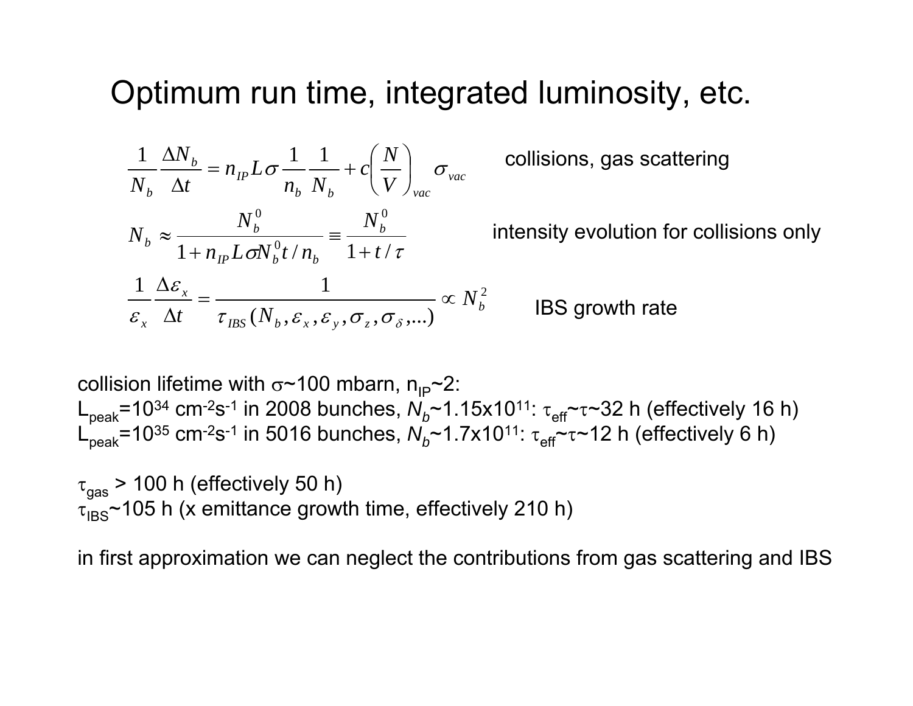# Optimum run time, integrated luminosity, etc.

$$\frac{1}{N_b}\frac{\Delta N_b}{\Delta t} = n_{IP} L \sigma \frac{1}{n_b}\frac{1}{N_b} + c\left(\frac{N}{V}\right)_{vac} \sigma_{vac}$$

collisions, gas scattering

$$N_b \approx \frac{N_b^0}{1 + n_{IP} L \sigma N_b^0 t / n_b} \equiv \frac{N_b^0}{1 + t/\tau}$$

intensity evolution for collisions only

$$\frac{1}{\varepsilon_x}\frac{\Delta \varepsilon_x}{\Delta t} = \frac{1}{\tau_{IBS}(N_b, \varepsilon_x, \varepsilon_y, \sigma_z, \sigma_\delta, ...)} \propto N_b^2$$

IBS growth rate

collision lifetime with $\sigma$~100 mbarn, $n_{IP}$~2:
$L_{peak}=10^{34}$ cm$^{-2}$s$^{-1}$ in 2008 bunches, $N_b$~1.15x10$^{11}$: $\tau_{eff}$~$\tau$~32 h (effectively 16 h)
$L_{peak}=10^{35}$ cm$^{-2}$s$^{-1}$ in 5016 bunches, $N_b$~1.7x10$^{11}$: $\tau_{eff}$~$\tau$~12 h (effectively 6 h)

$\tau_{gas}$ > 100 h (effectively 50 h)
$\tau_{IBS}$~105 h (x emittance growth time, effectively 210 h)

in first approximation we can neglect the contributions from gas scattering and IBS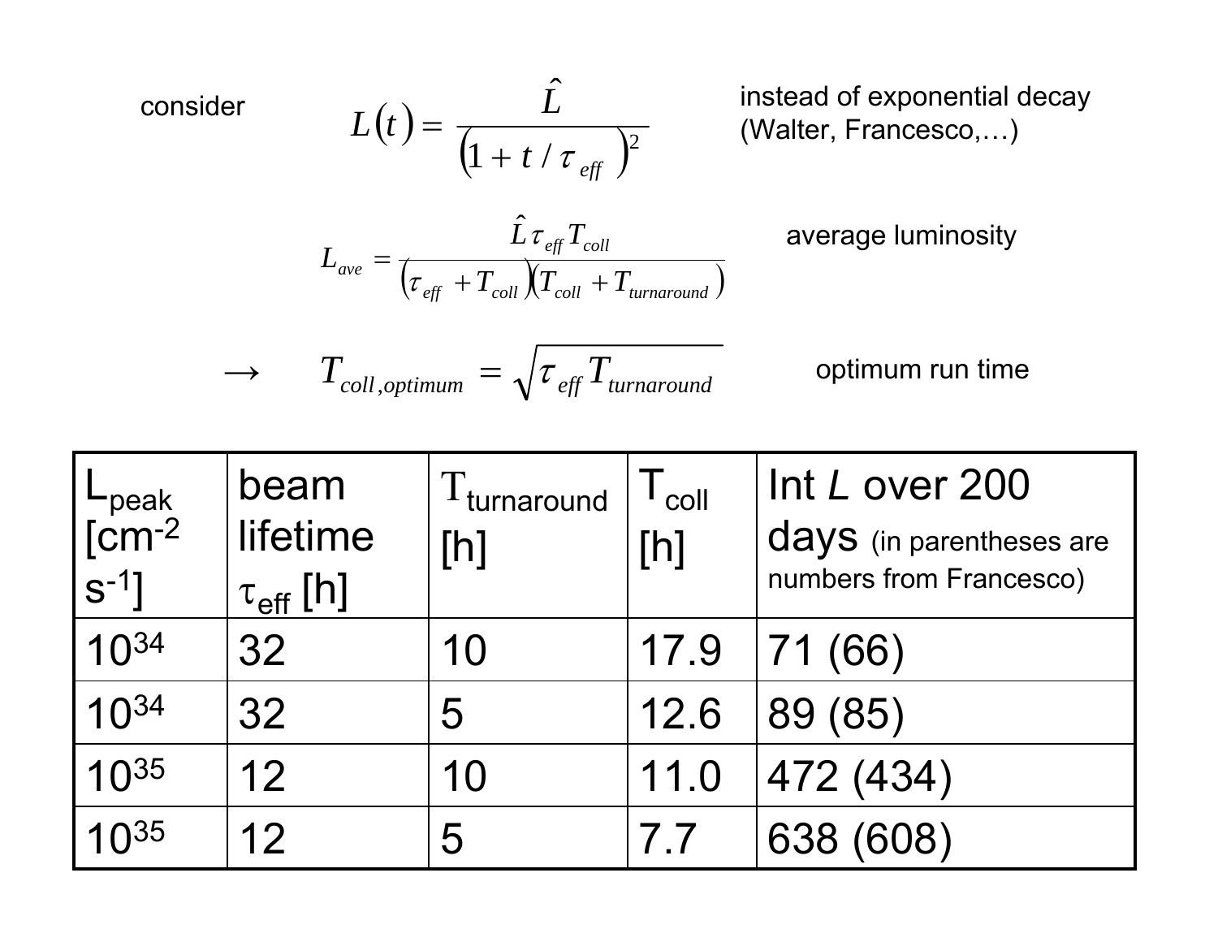consider $$L(t) = \frac{\hat{L}}{\left(1 + t/\tau_{eff}\right)^2}$$ instead of exponential decay (Walter, Francesco,…)

$$L_{ave} = \frac{\hat{L}\tau_{eff} T_{coll}}{\left(\tau_{eff} + T_{coll}\right)\left(T_{coll} + T_{turnaround}\right)}$$ average luminosity

$$\rightarrow \quad T_{coll,optimum} = \sqrt{\tau_{eff} T_{turnaround}}$$ optimum run time

| $L_{peak}$ [$cm^{-2}$ $s^{-1}$] | beam lifetime $\tau_{eff}$ [h] | $T_{turnaround}$ [h] | $T_{coll}$ [h] | Int *L* over 200 days (in parentheses are numbers from Francesco) |
|---|---|---|---|---|
| $10^{34}$ | 32 | 10 | 17.9 | 71 (66) |
| $10^{34}$ | 32 | 5 | 12.6 | 89 (85) |
| $10^{35}$ | 12 | 10 | 11.0 | 472 (434) |
| $10^{35}$ | 12 | 5 | 7.7 | 638 (608) |